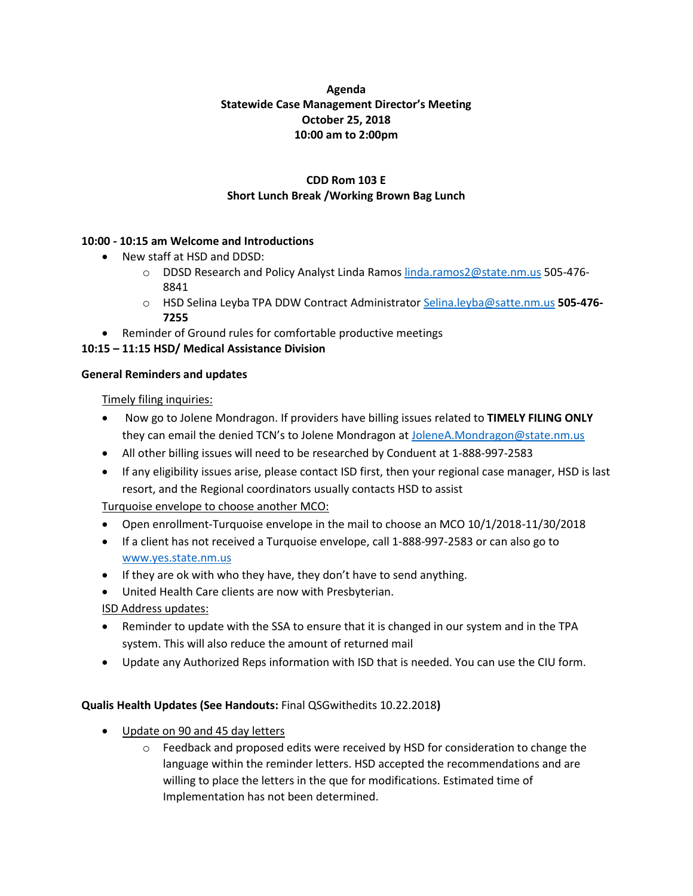**Agenda**
**Statewide Case Management Director's Meeting**
**October 25, 2018**
**10:00 am to 2:00pm**

**CDD Rom 103 E**
**Short Lunch Break /Working Brown Bag Lunch**

**10:00 - 10:15 am Welcome and Introductions**

- New staff at HSD and DDSD:
  - DDSD Research and Policy Analyst Linda Ramos linda.ramos2@state.nm.us 505-476-8841
  - HSD Selina Leyba TPA DDW Contract Administrator Selina.leyba@satte.nm.us **505-476-7255**
- Reminder of Ground rules for comfortable productive meetings

**10:15 – 11:15 HSD/ Medical Assistance Division**

**General Reminders and updates**

Timely filing inquiries:

- Now go to Jolene Mondragon. If providers have billing issues related to **TIMELY FILING ONLY** they can email the denied TCN's to Jolene Mondragon at JoleneA.Mondragon@state.nm.us
- All other billing issues will need to be researched by Conduent at 1-888-997-2583
- If any eligibility issues arise, please contact ISD first, then your regional case manager, HSD is last resort, and the Regional coordinators usually contacts HSD to assist

Turquoise envelope to choose another MCO:

- Open enrollment-Turquoise envelope in the mail to choose an MCO 10/1/2018-11/30/2018
- If a client has not received a Turquoise envelope, call 1-888-997-2583 or can also go to www.yes.state.nm.us
- If they are ok with who they have, they don't have to send anything.
- United Health Care clients are now with Presbyterian.

ISD Address updates:

- Reminder to update with the SSA to ensure that it is changed in our system and in the TPA system. This will also reduce the amount of returned mail
- Update any Authorized Reps information with ISD that is needed. You can use the CIU form.

**Qualis Health Updates (See Handouts:** Final QSGwithedits 10.22.2018**)**

- Update on 90 and 45 day letters
  - Feedback and proposed edits were received by HSD for consideration to change the language within the reminder letters. HSD accepted the recommendations and are willing to place the letters in the que for modifications. Estimated time of Implementation has not been determined.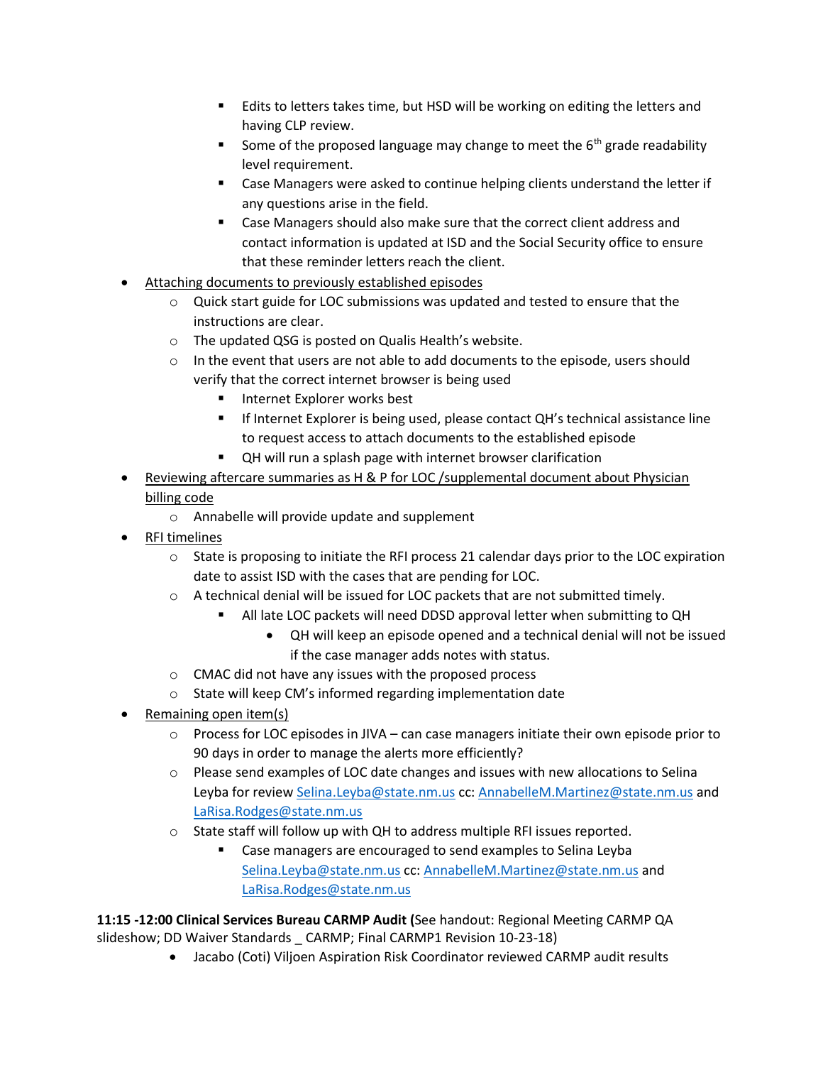- Edits to letters takes time, but HSD will be working on editing the letters and having CLP review.
      - Some of the proposed language may change to meet the 6th grade readability level requirement.
      - Case Managers were asked to continue helping clients understand the letter if any questions arise in the field.
      - Case Managers should also make sure that the correct client address and contact information is updated at ISD and the Social Security office to ensure that these reminder letters reach the client.

- <u>Attaching documents to previously established episodes</u>
  - Quick start guide for LOC submissions was updated and tested to ensure that the instructions are clear.
  - The updated QSG is posted on Qualis Health's website.
  - In the event that users are not able to add documents to the episode, users should verify that the correct internet browser is being used
    - Internet Explorer works best
    - If Internet Explorer is being used, please contact QH's technical assistance line to request access to attach documents to the established episode
    - QH will run a splash page with internet browser clarification
- <u>Reviewing aftercare summaries as H & P for LOC /supplemental document about Physician billing code</u>
  - Annabelle will provide update and supplement
- <u>RFI timelines</u>
  - State is proposing to initiate the RFI process 21 calendar days prior to the LOC expiration date to assist ISD with the cases that are pending for LOC.
  - A technical denial will be issued for LOC packets that are not submitted timely.
    - All late LOC packets will need DDSD approval letter when submitting to QH
      - QH will keep an episode opened and a technical denial will not be issued if the case manager adds notes with status.
  - CMAC did not have any issues with the proposed process
  - State will keep CM's informed regarding implementation date
- <u>Remaining open item(s)</u>
  - Process for LOC episodes in JIVA – can case managers initiate their own episode prior to 90 days in order to manage the alerts more efficiently?
  - Please send examples of LOC date changes and issues with new allocations to Selina Leyba for review Selina.Leyba@state.nm.us cc: AnnabelleM.Martinez@state.nm.us and LaRisa.Rodges@state.nm.us
  - State staff will follow up with QH to address multiple RFI issues reported.
    - Case managers are encouraged to send examples to Selina Leyba Selina.Leyba@state.nm.us cc: AnnabelleM.Martinez@state.nm.us and LaRisa.Rodges@state.nm.us

**11:15 -12:00 Clinical Services Bureau CARMP Audit (**See handout: Regional Meeting CARMP QA slideshow; DD Waiver Standards _ CARMP; Final CARMP1 Revision 10-23-18)

- Jacabo (Coti) Viljoen Aspiration Risk Coordinator reviewed CARMP audit results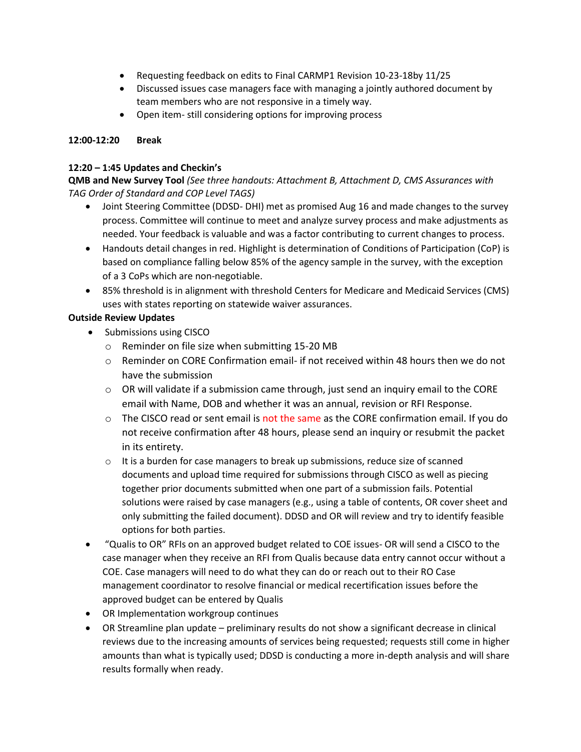- Requesting feedback on edits to Final CARMP1 Revision 10-23-18by 11/25
- Discussed issues case managers face with managing a jointly authored document by team members who are not responsive in a timely way.
- Open item- still considering options for improving process

**12:00-12:20 Break**

**12:20 – 1:45 Updates and Checkin's**

**QMB and New Survey Tool** *(See three handouts: Attachment B, Attachment D, CMS Assurances with TAG Order of Standard and COP Level TAGS)*

- Joint Steering Committee (DDSD- DHI) met as promised Aug 16 and made changes to the survey process. Committee will continue to meet and analyze survey process and make adjustments as needed. Your feedback is valuable and was a factor contributing to current changes to process.
- Handouts detail changes in red. Highlight is determination of Conditions of Participation (CoP) is based on compliance falling below 85% of the agency sample in the survey, with the exception of a 3 CoPs which are non-negotiable.
- 85% threshold is in alignment with threshold Centers for Medicare and Medicaid Services (CMS) uses with states reporting on statewide waiver assurances.

**Outside Review Updates**

- Submissions using CISCO
  - Reminder on file size when submitting 15-20 MB
  - Reminder on CORE Confirmation email- if not received within 48 hours then we do not have the submission
  - OR will validate if a submission came through, just send an inquiry email to the CORE email with Name, DOB and whether it was an annual, revision or RFI Response.
  - The CISCO read or sent email is not the same as the CORE confirmation email. If you do not receive confirmation after 48 hours, please send an inquiry or resubmit the packet in its entirety.
  - It is a burden for case managers to break up submissions, reduce size of scanned documents and upload time required for submissions through CISCO as well as piecing together prior documents submitted when one part of a submission fails. Potential solutions were raised by case managers (e.g., using a table of contents, OR cover sheet and only submitting the failed document). DDSD and OR will review and try to identify feasible options for both parties.
- "Qualis to OR" RFIs on an approved budget related to COE issues- OR will send a CISCO to the case manager when they receive an RFI from Qualis because data entry cannot occur without a COE. Case managers will need to do what they can do or reach out to their RO Case management coordinator to resolve financial or medical recertification issues before the approved budget can be entered by Qualis
- OR Implementation workgroup continues
- OR Streamline plan update – preliminary results do not show a significant decrease in clinical reviews due to the increasing amounts of services being requested; requests still come in higher amounts than what is typically used; DDSD is conducting a more in-depth analysis and will share results formally when ready.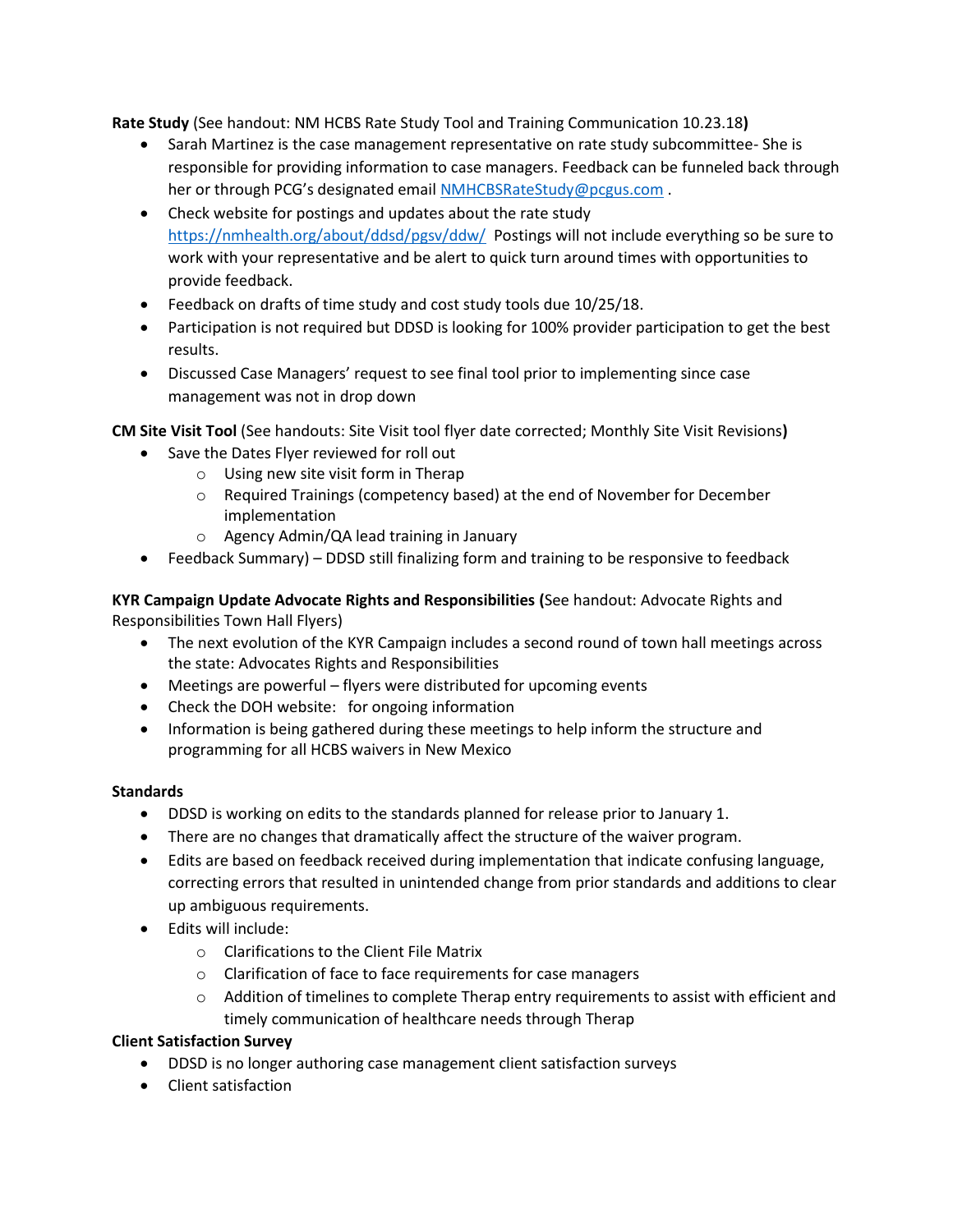**Rate Study** (See handout: NM HCBS Rate Study Tool and Training Communication 10.23.18**)**

- Sarah Martinez is the case management representative on rate study subcommittee- She is responsible for providing information to case managers. Feedback can be funneled back through her or through PCG's designated email NMHCBSRateStudy@pcgus.com .
- Check website for postings and updates about the rate study https://nmhealth.org/about/ddsd/pgsv/ddw/ Postings will not include everything so be sure to work with your representative and be alert to quick turn around times with opportunities to provide feedback.
- Feedback on drafts of time study and cost study tools due 10/25/18.
- Participation is not required but DDSD is looking for 100% provider participation to get the best results.
- Discussed Case Managers' request to see final tool prior to implementing since case management was not in drop down

**CM Site Visit Tool** (See handouts: Site Visit tool flyer date corrected; Monthly Site Visit Revisions**)**

- Save the Dates Flyer reviewed for roll out
  - Using new site visit form in Therap
  - Required Trainings (competency based) at the end of November for December implementation
  - Agency Admin/QA lead training in January
- Feedback Summary) – DDSD still finalizing form and training to be responsive to feedback

**KYR Campaign Update Advocate Rights and Responsibilities (**See handout: Advocate Rights and Responsibilities Town Hall Flyers)

- The next evolution of the KYR Campaign includes a second round of town hall meetings across the state: Advocates Rights and Responsibilities
- Meetings are powerful – flyers were distributed for upcoming events
- Check the DOH website: for ongoing information
- Information is being gathered during these meetings to help inform the structure and programming for all HCBS waivers in New Mexico

**Standards**

- DDSD is working on edits to the standards planned for release prior to January 1.
- There are no changes that dramatically affect the structure of the waiver program.
- Edits are based on feedback received during implementation that indicate confusing language, correcting errors that resulted in unintended change from prior standards and additions to clear up ambiguous requirements.
- Edits will include:
  - Clarifications to the Client File Matrix
  - Clarification of face to face requirements for case managers
  - Addition of timelines to complete Therap entry requirements to assist with efficient and timely communication of healthcare needs through Therap

**Client Satisfaction Survey**

- DDSD is no longer authoring case management client satisfaction surveys
- Client satisfaction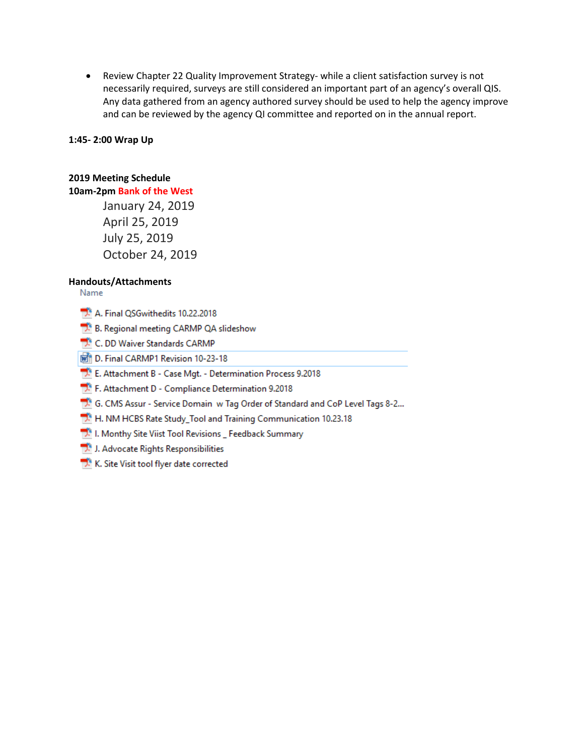- Review Chapter 22 Quality Improvement Strategy- while a client satisfaction survey is not necessarily required, surveys are still considered an important part of an agency's overall QIS. Any data gathered from an agency authored survey should be used to help the agency improve and can be reviewed by the agency QI committee and reported on in the annual report.

**1:45- 2:00 Wrap Up**

**2019 Meeting Schedule**
**10am-2pm Bank of the West**

January 24, 2019
April 25, 2019
July 25, 2019
October 24, 2019

**Handouts/Attachments**

Name

- A. Final QSGwithedits 10.22.2018
- B. Regional meeting CARMP QA slideshow
- C. DD Waiver Standards CARMP
- D. Final CARMP1 Revision 10-23-18
- E. Attachment B - Case Mgt. - Determination Process 9.2018
- F. Attachment D - Compliance Determination 9.2018
- G. CMS Assur - Service Domain w Tag Order of Standard and CoP Level Tags 8-2...
- H. NM HCBS Rate Study_Tool and Training Communication 10.23.18
- I. Monthy Site Viist Tool Revisions _ Feedback Summary
- J. Advocate Rights Responsibilities
- K. Site Visit tool flyer date corrected